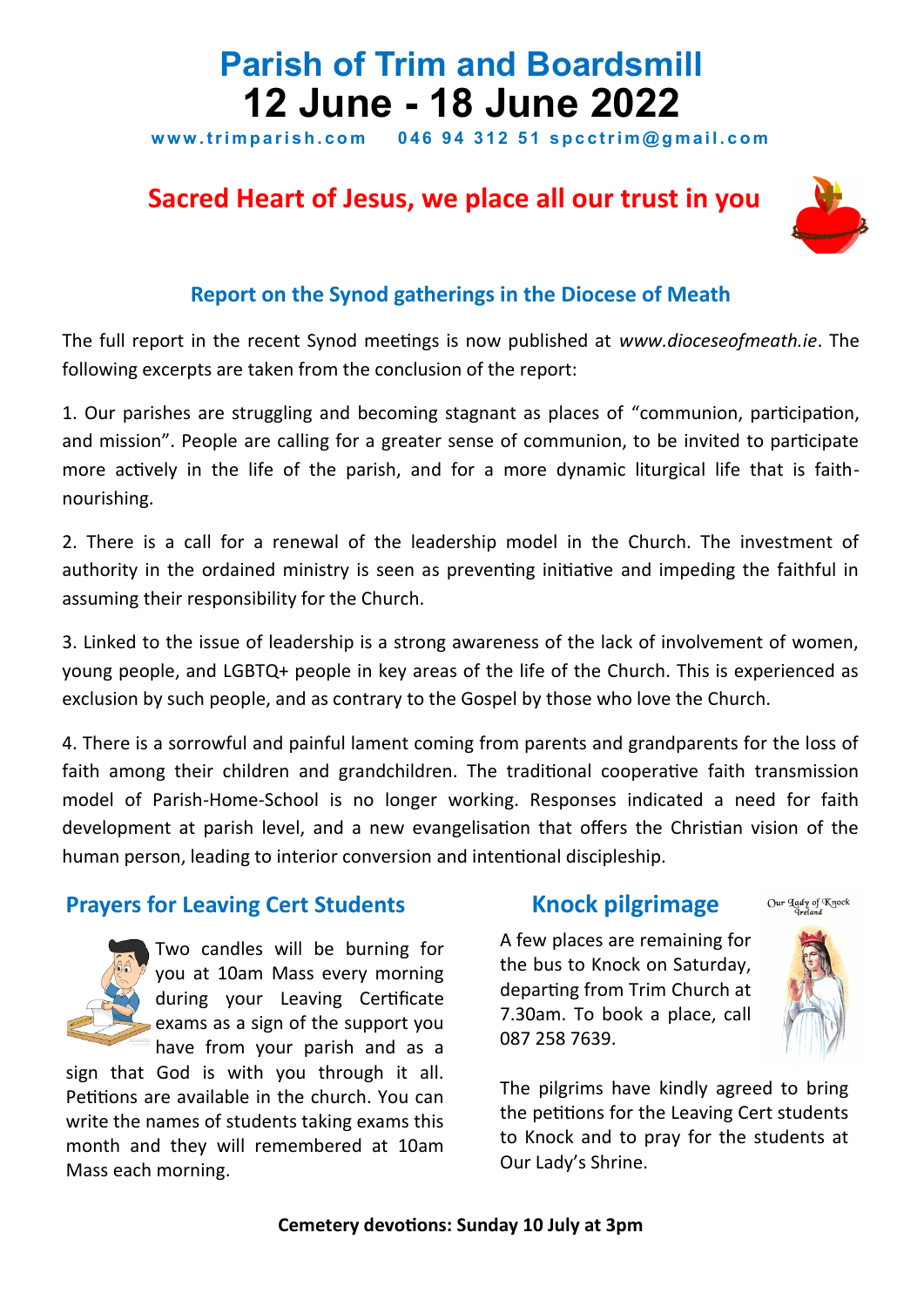# Parish of Trim and Boardsmill

# 12 June - 18 June 2022

**www.trimparish.com  046 94 312 51 spcctrim@gmail.com**

## Sacred Heart of Jesus, we place all our trust in you

### Report on the Synod gatherings in the Diocese of Meath

The full report in the recent Synod meetings is now published at *www.dioceseofmeath.ie*. The following excerpts are taken from the conclusion of the report:

1. Our parishes are struggling and becoming stagnant as places of "communion, participation, and mission". People are calling for a greater sense of communion, to be invited to participate more actively in the life of the parish, and for a more dynamic liturgical life that is faith-nourishing.

2. There is a call for a renewal of the leadership model in the Church. The investment of authority in the ordained ministry is seen as preventing initiative and impeding the faithful in assuming their responsibility for the Church.

3. Linked to the issue of leadership is a strong awareness of the lack of involvement of women, young people, and LGBTQ+ people in key areas of the life of the Church. This is experienced as exclusion by such people, and as contrary to the Gospel by those who love the Church.

4. There is a sorrowful and painful lament coming from parents and grandparents for the loss of faith among their children and grandchildren. The traditional cooperative faith transmission model of Parish-Home-School is no longer working. Responses indicated a need for faith development at parish level, and a new evangelisation that offers the Christian vision of the human person, leading to interior conversion and intentional discipleship.

### Prayers for Leaving Cert Students

Two candles will be burning for you at 10am Mass every morning during your Leaving Certificate exams as a sign of the support you have from your parish and as a sign that God is with you through it all. Petitions are available in the church. You can write the names of students taking exams this month and they will remembered at 10am Mass each morning.

### Knock pilgrimage

Our Lady of Knock Ireland

A few places are remaining for the bus to Knock on Saturday, departing from Trim Church at 7.30am. To book a place, call 087 258 7639.

The pilgrims have kindly agreed to bring the petitions for the Leaving Cert students to Knock and to pray for the students at Our Lady's Shrine.

**Cemetery devotions: Sunday 10 July at 3pm**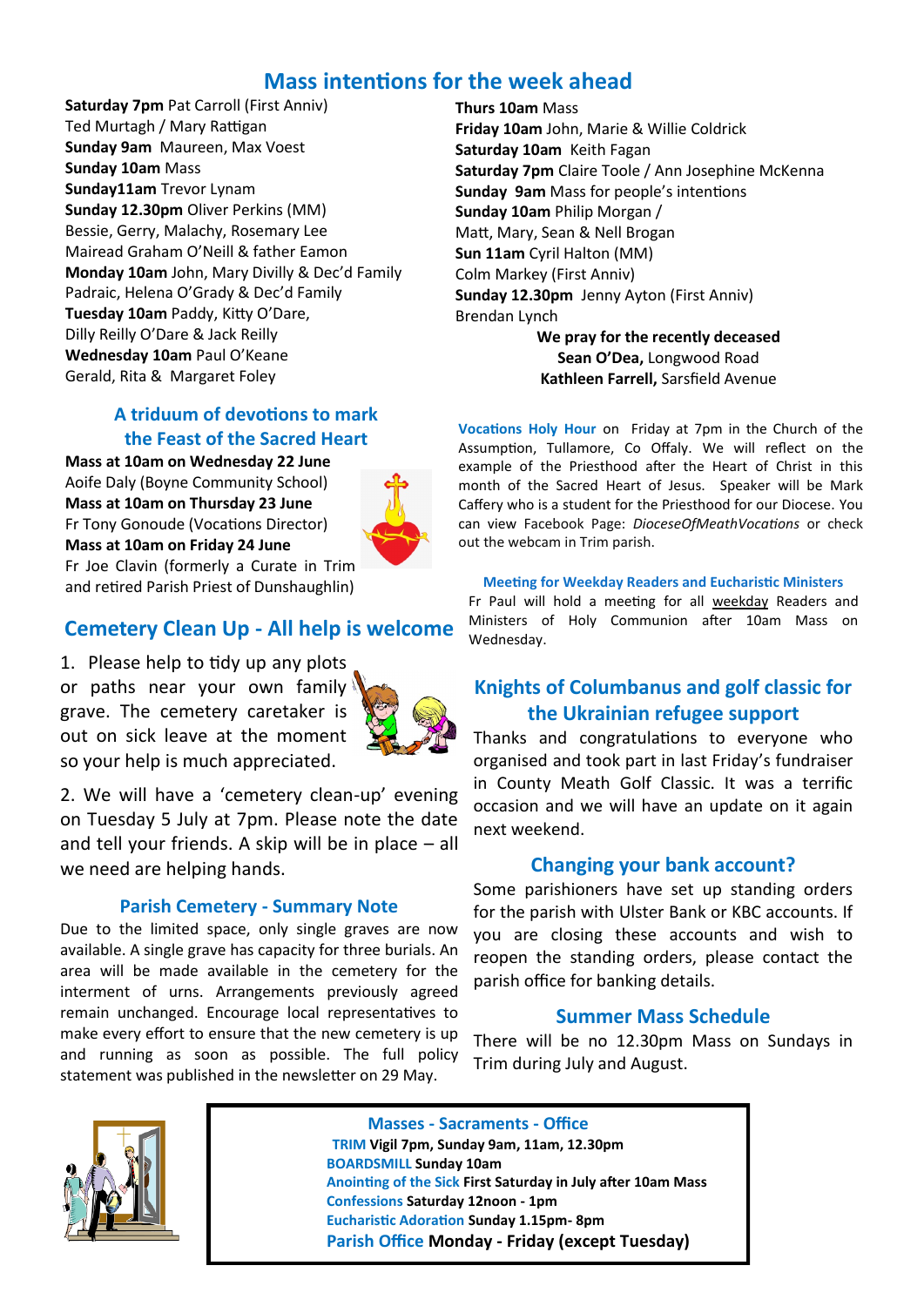## Mass intentions for the week ahead

**Saturday 7pm** Pat Carroll (First Anniv)
Ted Murtagh / Mary Rattigan
**Sunday 9am** Maureen, Max Voest
**Sunday 10am** Mass
**Sunday11am** Trevor Lynam
**Sunday 12.30pm** Oliver Perkins (MM)
Bessie, Gerry, Malachy, Rosemary Lee
Mairead Graham O'Neill & father Eamon
**Monday 10am** John, Mary Divilly & Dec'd Family
Padraic, Helena O'Grady & Dec'd Family
**Tuesday 10am** Paddy, Kitty O'Dare,
Dilly Reilly O'Dare & Jack Reilly
**Wednesday 10am** Paul O'Keane
Gerald, Rita & Margaret Foley
**Thurs 10am** Mass
**Friday 10am** John, Marie & Willie Coldrick
**Saturday 10am** Keith Fagan
**Saturday 7pm** Claire Toole / Ann Josephine McKenna
**Sunday 9am** Mass for people's intentions
**Sunday 10am** Philip Morgan /
Matt, Mary, Sean & Nell Brogan
**Sun 11am** Cyril Halton (MM)
Colm Markey (First Anniv)
**Sunday 12.30pm** Jenny Ayton (First Anniv)
Brendan Lynch

**We pray for the recently deceased**
**Sean O'Dea,** Longwood Road
**Kathleen Farrell,** Sarsfield Avenue

### A triduum of devotions to mark the Feast of the Sacred Heart

**Mass at 10am on Wednesday 22 June**
Aoife Daly (Boyne Community School)
**Mass at 10am on Thursday 23 June**
Fr Tony Gonoude (Vocations Director)
**Mass at 10am on Friday 24 June**
Fr Joe Clavin (formerly a Curate in Trim and retired Parish Priest of Dunshaughlin)

### Cemetery Clean Up - All help is welcome

1. Please help to tidy up any plots or paths near your own family grave. The cemetery caretaker is out on sick leave at the moment so your help is much appreciated.

2. We will have a 'cemetery clean-up' evening on Tuesday 5 July at 7pm. Please note the date and tell your friends. A skip will be in place – all we need are helping hands.

### Parish Cemetery - Summary Note

Due to the limited space, only single graves are now available. A single grave has capacity for three burials. An area will be made available in the cemetery for the interment of urns. Arrangements previously agreed remain unchanged. Encourage local representatives to make every effort to ensure that the new cemetery is up and running as soon as possible. The full policy statement was published in the newsletter on 29 May.

**Vocations Holy Hour** on Friday at 7pm in the Church of the Assumption, Tullamore, Co Offaly. We will reflect on the example of the Priesthood after the Heart of Christ in this month of the Sacred Heart of Jesus. Speaker will be Mark Caffery who is a student for the Priesthood for our Diocese. You can view Facebook Page: *DioceseOfMeathVocations* or check out the webcam in Trim parish.

### Meeting for Weekday Readers and Eucharistic Ministers

Fr Paul will hold a meeting for all weekday Readers and Ministers of Holy Communion after 10am Mass on Wednesday.

### Knights of Columbanus and golf classic for the Ukrainian refugee support

Thanks and congratulations to everyone who organised and took part in last Friday's fundraiser in County Meath Golf Classic. It was a terrific occasion and we will have an update on it again next weekend.

### Changing your bank account?

Some parishioners have set up standing orders for the parish with Ulster Bank or KBC accounts. If you are closing these accounts and wish to reopen the standing orders, please contact the parish office for banking details.

### Summer Mass Schedule

There will be no 12.30pm Mass on Sundays in Trim during July and August.

### Masses - Sacraments - Office

TRIM **Vigil 7pm, Sunday 9am, 11am, 12.30pm**
BOARDSMILL **Sunday 10am**
Anointing of the Sick **First Saturday in July after 10am Mass**
Confessions **Saturday 12noon - 1pm**
Eucharistic Adoration **Sunday 1.15pm- 8pm**
Parish Office **Monday - Friday (except Tuesday)**